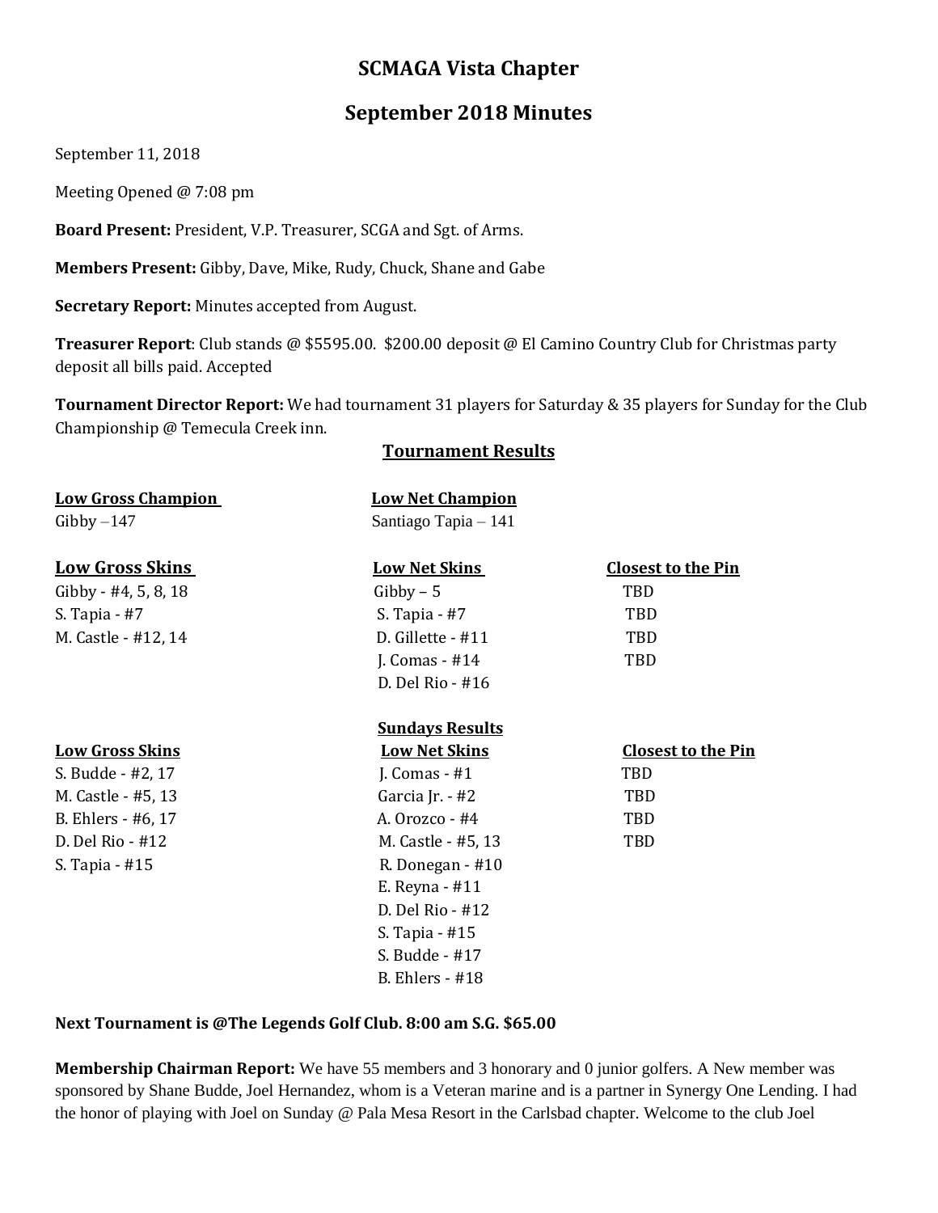# SCMAGA Vista Chapter

## September 2018 Minutes

September 11, 2018

Meeting Opened @ 7:08 pm

**Board Present:** President, V.P. Treasurer, SCGA and Sgt. of Arms.

**Members Present:** Gibby, Dave, Mike, Rudy, Chuck, Shane and Gabe

**Secretary Report:** Minutes accepted from August.

**Treasurer Report**: Club stands @ $5595.00. $200.00 deposit @ El Camino Country Club for Christmas party deposit all bills paid. Accepted

**Tournament Director Report:** We had tournament 31 players for Saturday & 35 players for Sunday for the Club Championship @ Temecula Creek inn.

### Tournament Results

| Low Gross Champion | Low Net Champion |
|---|---|
| Gibby –147 | Santiago Tapia – 141 |

| Low Gross Skins | Low Net Skins | Closest to the Pin |
|---|---|---|
| Gibby - #4, 5, 8, 18 | Gibby – 5 | TBD |
| S. Tapia - #7 | S. Tapia - #7 | TBD |
| M. Castle - #12, 14 | D. Gillette - #11 | TBD |
| | J. Comas - #14 | TBD |
| | D. Del Rio - #16 | |

### Sundays Results

| Low Gross Skins | Low Net Skins | Closest to the Pin |
|---|---|---|
| S. Budde - #2, 17 | J. Comas - #1 | TBD |
| M. Castle - #5, 13 | Garcia Jr. - #2 | TBD |
| B. Ehlers - #6, 17 | A. Orozco - #4 | TBD |
| D. Del Rio - #12 | M. Castle - #5, 13 | TBD |
| S. Tapia - #15 | R. Donegan - #10 | |
| | E. Reyna - #11 | |
| | D. Del Rio - #12 | |
| | S. Tapia - #15 | |
| | S. Budde - #17 | |
| | B. Ehlers - #18 | |

**Next Tournament is @The Legends Golf Club. 8:00 am S.G. $65.00**

**Membership Chairman Report:** We have 55 members and 3 honorary and 0 junior golfers. A New member was sponsored by Shane Budde, Joel Hernandez, whom is a Veteran marine and is a partner in Synergy One Lending. I had the honor of playing with Joel on Sunday @ Pala Mesa Resort in the Carlsbad chapter. Welcome to the club Joel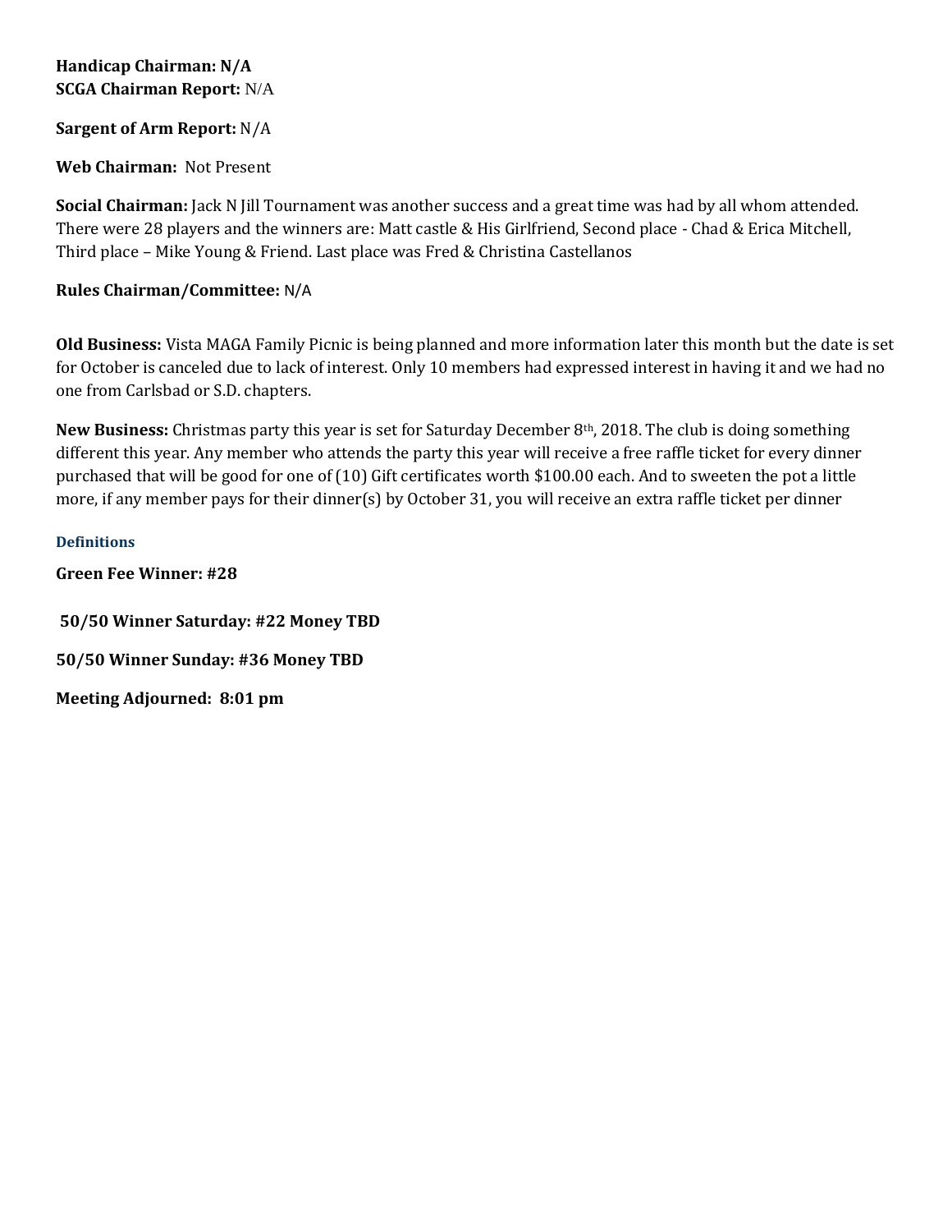**Handicap Chairman: N/A**
**SCGA Chairman Report:** N/A

**Sargent of Arm Report:** N/A

**Web Chairman:** Not Present

**Social Chairman:** Jack N Jill Tournament was another success and a great time was had by all whom attended. There were 28 players and the winners are: Matt castle & His Girlfriend, Second place - Chad & Erica Mitchell, Third place – Mike Young & Friend. Last place was Fred & Christina Castellanos

**Rules Chairman/Committee:** N/A

**Old Business:** Vista MAGA Family Picnic is being planned and more information later this month but the date is set for October is canceled due to lack of interest. Only 10 members had expressed interest in having it and we had no one from Carlsbad or S.D. chapters.

**New Business:** Christmas party this year is set for Saturday December 8th, 2018. The club is doing something different this year. Any member who attends the party this year will receive a free raffle ticket for every dinner purchased that will be good for one of (10) Gift certificates worth $100.00 each. And to sweeten the pot a little more, if any member pays for their dinner(s) by October 31, you will receive an extra raffle ticket per dinner

### Definitions

**Green Fee Winner: #28**

**50/50 Winner Saturday: #22 Money TBD**

**50/50 Winner Sunday: #36 Money TBD**

**Meeting Adjourned: 8:01 pm**